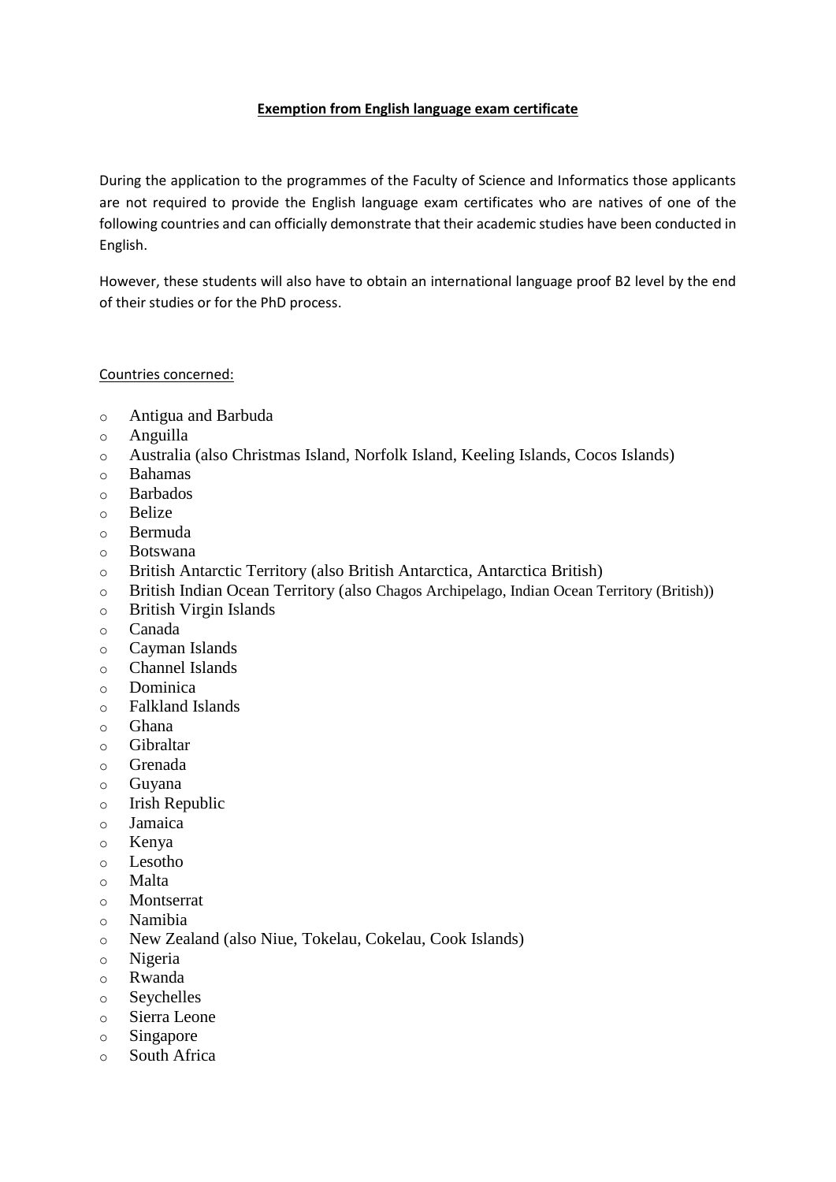**Exemption from English language exam certificate**

During the application to the programmes of the Faculty of Science and Informatics those applicants are not required to provide the English language exam certificates who are natives of one of the following countries and can officially demonstrate that their academic studies have been conducted in English.

However, these students will also have to obtain an international language proof B2 level by the end of their studies or for the PhD process.

Countries concerned:

- Antigua and Barbuda
- Anguilla
- Australia (also Christmas Island, Norfolk Island, Keeling Islands, Cocos Islands)
- Bahamas
- Barbados
- Belize
- Bermuda
- Botswana
- British Antarctic Territory (also British Antarctica, Antarctica British)
- British Indian Ocean Territory (also Chagos Archipelago, Indian Ocean Territory (British))
- British Virgin Islands
- Canada
- Cayman Islands
- Channel Islands
- Dominica
- Falkland Islands
- Ghana
- Gibraltar
- Grenada
- Guyana
- Irish Republic
- Jamaica
- Kenya
- Lesotho
- Malta
- Montserrat
- Namibia
- New Zealand (also Niue, Tokelau, Cokelau, Cook Islands)
- Nigeria
- Rwanda
- Seychelles
- Sierra Leone
- Singapore
- South Africa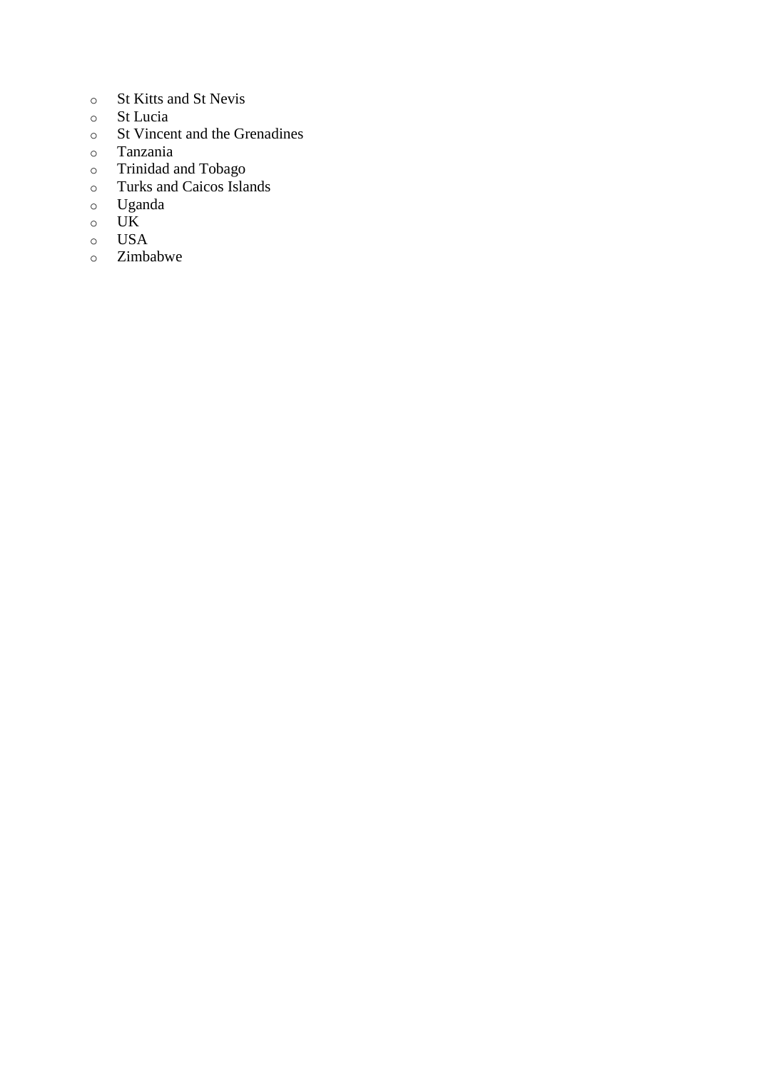- St Kitts and St Nevis
- St Lucia
- St Vincent and the Grenadines
- Tanzania
- Trinidad and Tobago
- Turks and Caicos Islands
- Uganda
- UK
- USA
- Zimbabwe